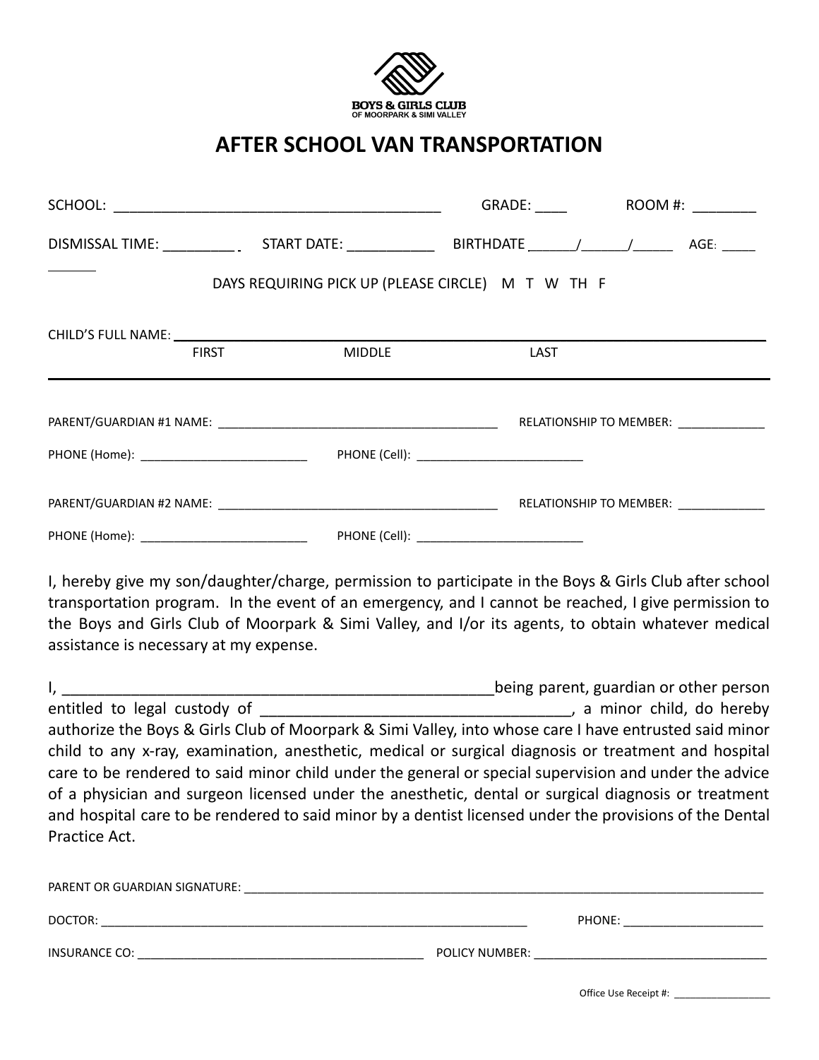BOYS & GIRLS CLUB
OF MOORPARK & SIMI VALLEY

# AFTER SCHOOL VAN TRANSPORTATION

SCHOOL: ________________________________________ GRADE: ____ ROOM #: ________

DISMISSAL TIME: _________ START DATE: ___________ BIRTHDATE ______/______/_____ AGE: _____ ______

DAYS REQUIRING PICK UP (PLEASE CIRCLE) M T W TH F

CHILD'S FULL NAME: ________________________________________________________________
FIRST MIDDLE LAST

---

PARENT/GUARDIAN #1 NAME: __________________________________________ RELATIONSHIP TO MEMBER: _____________

PHONE (Home): _________________________ PHONE (Cell): _________________________

PARENT/GUARDIAN #2 NAME: __________________________________________ RELATIONSHIP TO MEMBER: _____________

PHONE (Home): _________________________ PHONE (Cell): _________________________

I, hereby give my son/daughter/charge, permission to participate in the Boys & Girls Club after school transportation program. In the event of an emergency, and I cannot be reached, I give permission to the Boys and Girls Club of Moorpark & Simi Valley, and I/or its agents, to obtain whatever medical assistance is necessary at my expense.

I, _____________________________________________________being parent, guardian or other person entitled to legal custody of ____________________________________, a minor child, do hereby authorize the Boys & Girls Club of Moorpark & Simi Valley, into whose care I have entrusted said minor child to any x-ray, examination, anesthetic, medical or surgical diagnosis or treatment and hospital care to be rendered to said minor child under the general or special supervision and under the advice of a physician and surgeon licensed under the anesthetic, dental or surgical diagnosis or treatment and hospital care to be rendered to said minor by a dentist licensed under the provisions of the Dental Practice Act.

PARENT OR GUARDIAN SIGNATURE: ____________________________________________________________________________

DOCTOR: _________________________________________________________________ PHONE: _____________________

INSURANCE CO: __________________________________________ POLICY NUMBER: __________________________________

Office Use Receipt #: _________________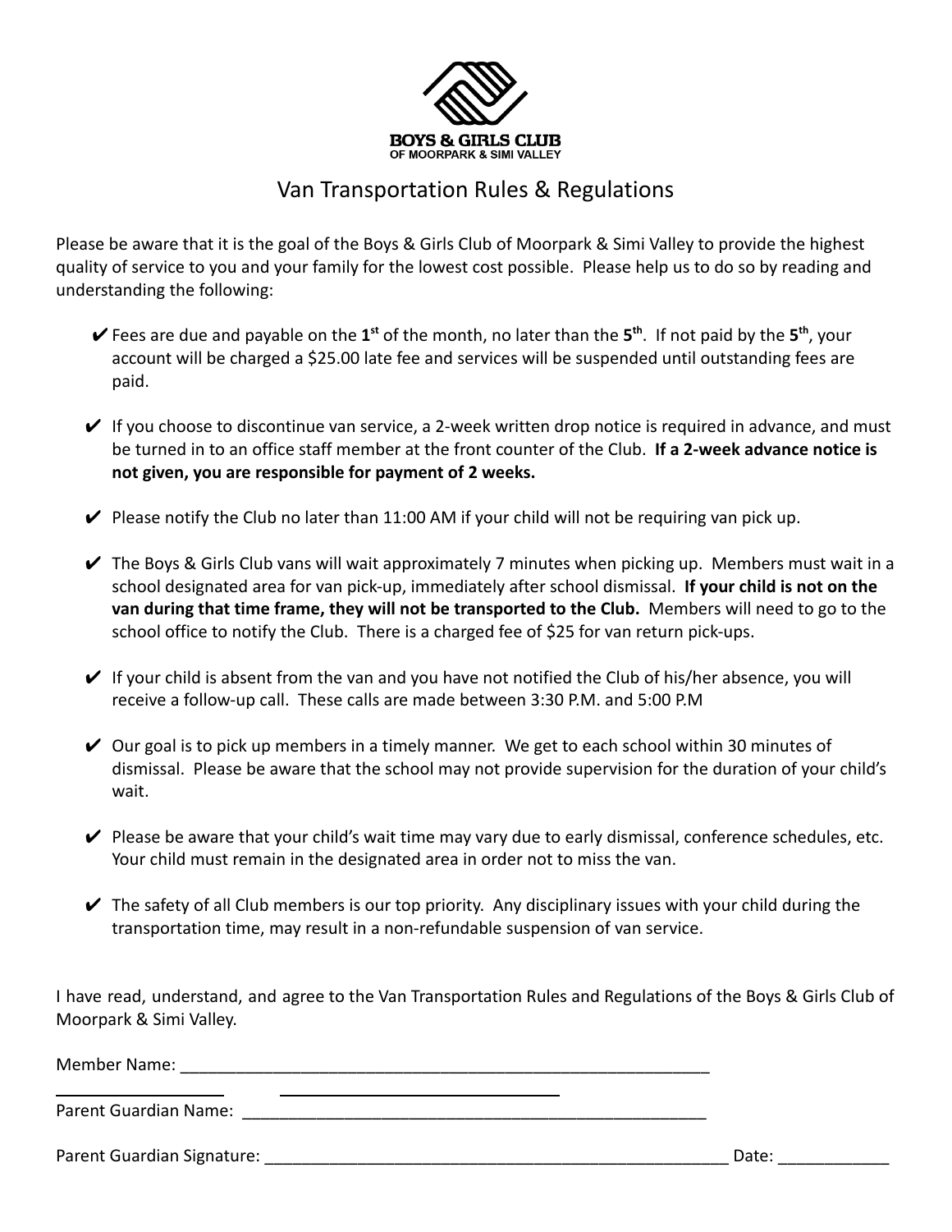BOYS & GIRLS CLUB
OF MOORPARK & SIMI VALLEY

# Van Transportation Rules & Regulations

Please be aware that it is the goal of the Boys & Girls Club of Moorpark & Simi Valley to provide the highest quality of service to you and your family for the lowest cost possible. Please help us to do so by reading and understanding the following:

- ✔ Fees are due and payable on the **1st** of the month, no later than the **5th**. If not paid by the **5th**, your account will be charged a $25.00 late fee and services will be suspended until outstanding fees are paid.
- ✔ If you choose to discontinue van service, a 2-week written drop notice is required in advance, and must be turned in to an office staff member at the front counter of the Club. **If a 2-week advance notice is not given, you are responsible for payment of 2 weeks.**
- ✔ Please notify the Club no later than 11:00 AM if your child will not be requiring van pick up.
- ✔ The Boys & Girls Club vans will wait approximately 7 minutes when picking up. Members must wait in a school designated area for van pick-up, immediately after school dismissal. **If your child is not on the van during that time frame, they will not be transported to the Club.** Members will need to go to the school office to notify the Club. There is a charged fee of $25 for van return pick-ups.
- ✔ If your child is absent from the van and you have not notified the Club of his/her absence, you will receive a follow-up call. These calls are made between 3:30 P.M. and 5:00 P.M
- ✔ Our goal is to pick up members in a timely manner. We get to each school within 30 minutes of dismissal. Please be aware that the school may not provide supervision for the duration of your child's wait.
- ✔ Please be aware that your child's wait time may vary due to early dismissal, conference schedules, etc. Your child must remain in the designated area in order not to miss the van.
- ✔ The safety of all Club members is our top priority. Any disciplinary issues with your child during the transportation time, may result in a non-refundable suspension of van service.

I have read, understand, and agree to the Van Transportation Rules and Regulations of the Boys & Girls Club of Moorpark & Simi Valley.

Member Name: ____________________________________________________________

Parent Guardian Name: ____________________________________________________

Parent Guardian Signature: ____________________________________________________ Date: ____________